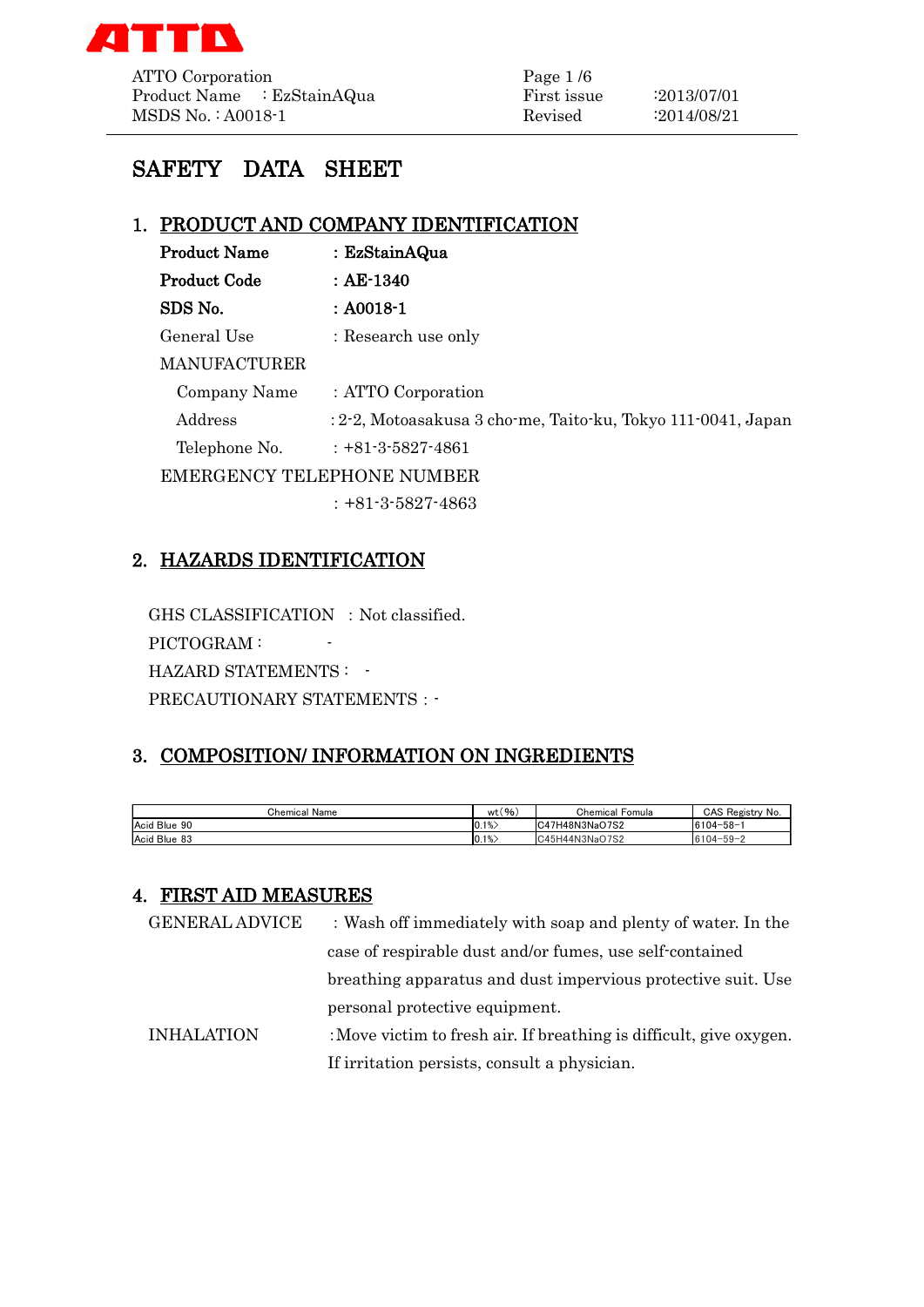# SAFETY DATA SHEET

## 1. PRODUCT AND COMPANY IDENTIFICATION

**Product Name** : **EzStainAQua**

**Product Code** : **AE-1340**

**SDS No.** : **A0018-1**

General Use : Research use only

MANUFACTURER

Company Name : ATTO Corporation

Address : 2-2, Motoasakusa 3 cho-me, Taito-ku, Tokyo 111-0041, Japan

Telephone No. : +81-3-5827-4861

EMERGENCY TELEPHONE NUMBER

: +81-3-5827-4863

## 2. HAZARDS IDENTIFICATION

GHS CLASSIFICATION : Not classified.

PICTOGRAM : -

HAZARD STATEMENTS : -

PRECAUTIONARY STATEMENTS : -

## 3. COMPOSITION/ INFORMATION ON INGREDIENTS

| Chemical Name | wt(%) | Chemical Fomula | CAS Registry No. |
|---|---|---|---|
| Acid Blue 90 | 0.1%> | $C_{47}H_{48}N_3NaO_7S_2$ | 6104-58-1 |
| Acid Blue 83 | 0.1%> | $C_{45}H_{44}N_3NaO_7S_2$ | 6104-59-2 |

## 4. FIRST AID MEASURES

GENERAL ADVICE : Wash off immediately with soap and plenty of water. In the case of respirable dust and/or fumes, use self-contained breathing apparatus and dust impervious protective suit. Use personal protective equipment.

INHALATION : Move victim to fresh air. If breathing is difficult, give oxygen. If irritation persists, consult a physician.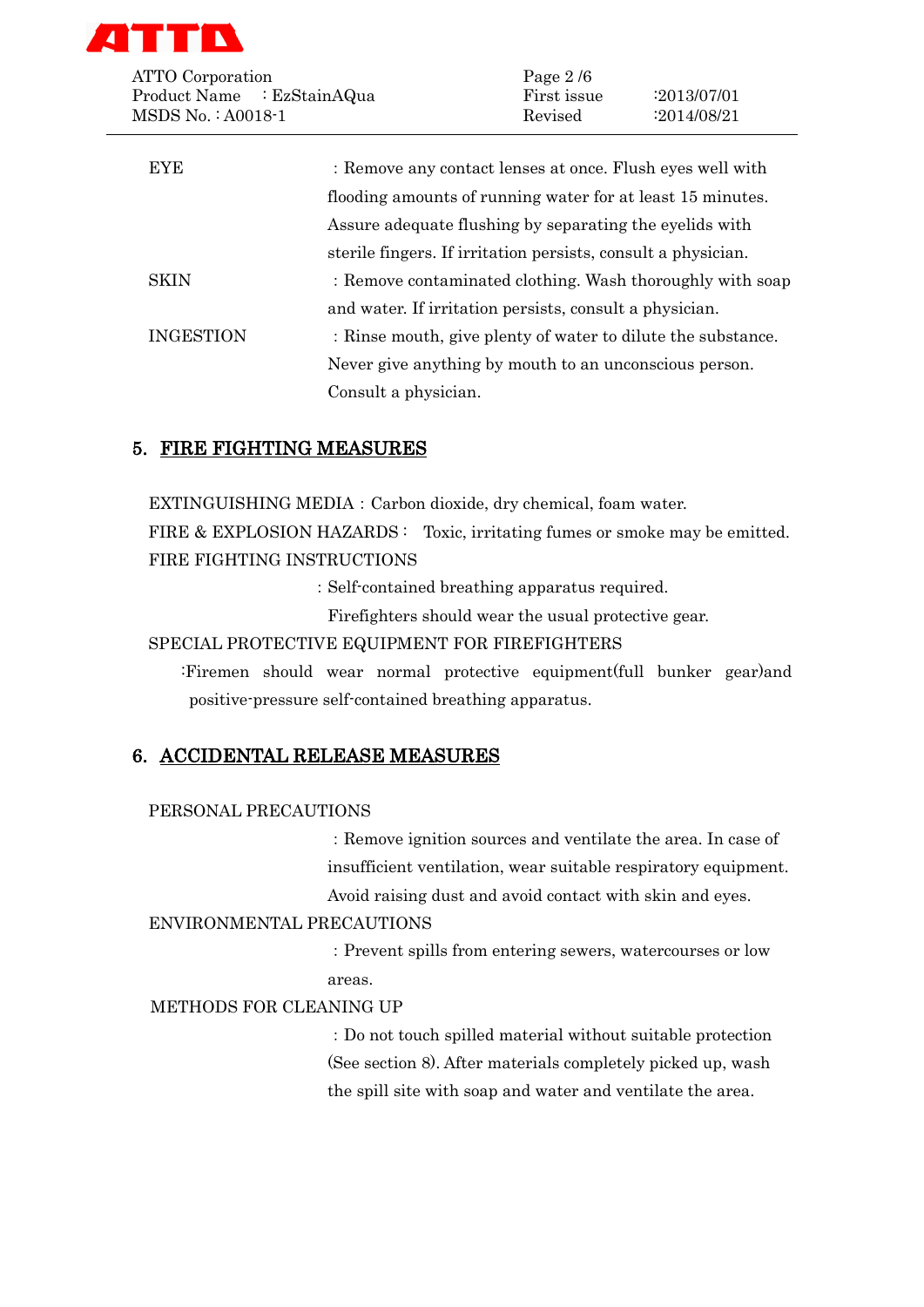EYE : Remove any contact lenses at once. Flush eyes well with flooding amounts of running water for at least 15 minutes. Assure adequate flushing by separating the eyelids with sterile fingers. If irritation persists, consult a physician.

SKIN : Remove contaminated clothing. Wash thoroughly with soap and water. If irritation persists, consult a physician.

INGESTION : Rinse mouth, give plenty of water to dilute the substance. Never give anything by mouth to an unconscious person. Consult a physician.

## 5. FIRE FIGHTING MEASURES

EXTINGUISHING MEDIA : Carbon dioxide, dry chemical, foam water.

FIRE & EXPLOSION HAZARDS : Toxic, irritating fumes or smoke may be emitted.

FIRE FIGHTING INSTRUCTIONS

: Self-contained breathing apparatus required.
Firefighters should wear the usual protective gear.

SPECIAL PROTECTIVE EQUIPMENT FOR FIREFIGHTERS

:Firemen should wear normal protective equipment(full bunker gear)and positive-pressure self-contained breathing apparatus.

## 6. ACCIDENTAL RELEASE MEASURES

PERSONAL PRECAUTIONS

: Remove ignition sources and ventilate the area. In case of insufficient ventilation, wear suitable respiratory equipment. Avoid raising dust and avoid contact with skin and eyes.

ENVIRONMENTAL PRECAUTIONS

: Prevent spills from entering sewers, watercourses or low areas.

METHODS FOR CLEANING UP

: Do not touch spilled material without suitable protection (See section 8). After materials completely picked up, wash the spill site with soap and water and ventilate the area.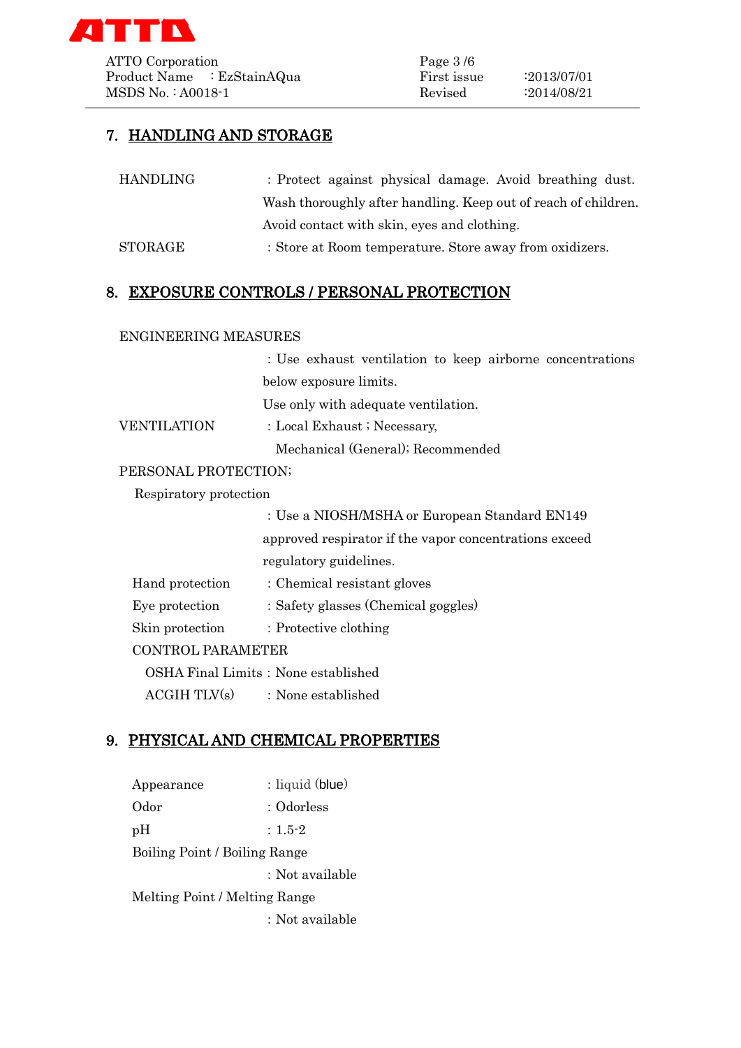## 7. HANDLING AND STORAGE

HANDLING : Protect against physical damage. Avoid breathing dust. Wash thoroughly after handling. Keep out of reach of children. Avoid contact with skin, eyes and clothing.

STORAGE : Store at Room temperature. Store away from oxidizers.

## 8. EXPOSURE CONTROLS / PERSONAL PROTECTION

ENGINEERING MEASURES

: Use exhaust ventilation to keep airborne concentrations below exposure limits.
Use only with adequate ventilation.

VENTILATION : Local Exhaust ; Necessary,
Mechanical (General); Recommended

PERSONAL PROTECTION;

Respiratory protection

: Use a NIOSH/MSHA or European Standard EN149 approved respirator if the vapor concentrations exceed regulatory guidelines.

Hand protection : Chemical resistant gloves

Eye protection : Safety glasses (Chemical goggles)

Skin protection : Protective clothing

CONTROL PARAMETER

OSHA Final Limits : None established

ACGIH TLV(s) : None established

## 9. PHYSICAL AND CHEMICAL PROPERTIES

Appearance : liquid (blue)

Odor : Odorless

pH : 1.5-2

Boiling Point / Boiling Range

: Not available

Melting Point / Melting Range

: Not available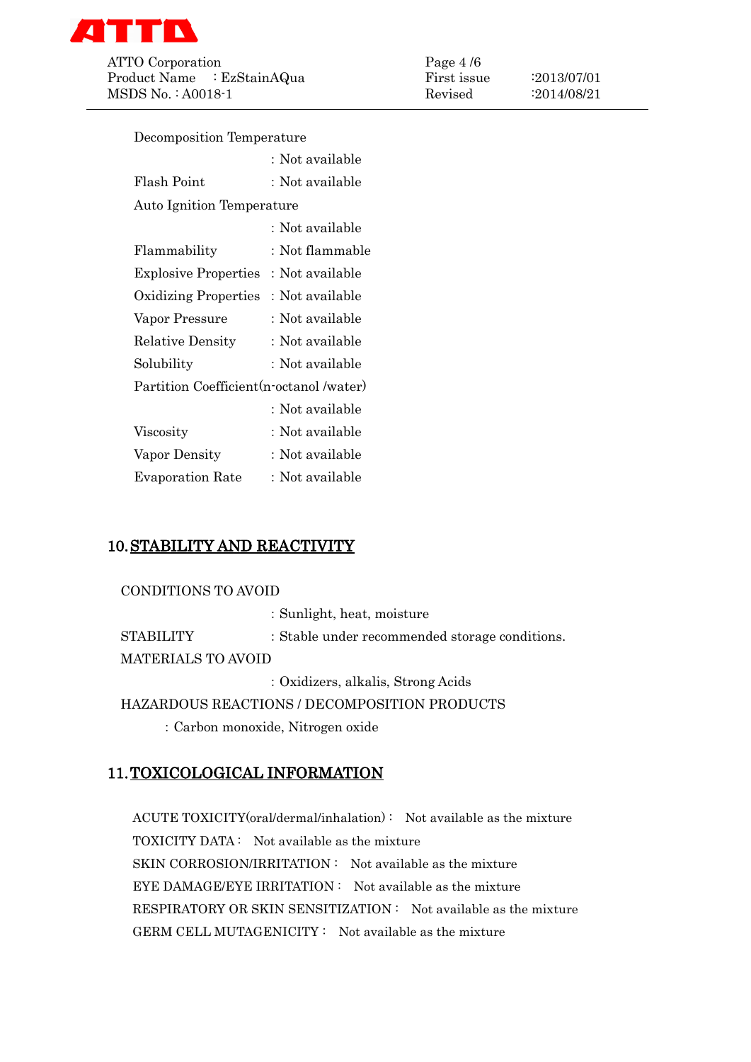Decomposition Temperature

: Not available

Flash Point : Not available

Auto Ignition Temperature

: Not available

Flammability : Not flammable

Explosive Properties : Not available

Oxidizing Properties : Not available

Vapor Pressure : Not available

Relative Density : Not available

Solubility : Not available

Partition Coefficient(n-octanol /water)

: Not available

Viscosity : Not available

Vapor Density : Not available

Evaporation Rate : Not available

## 10. STABILITY AND REACTIVITY

CONDITIONS TO AVOID

: Sunlight, heat, moisture

STABILITY : Stable under recommended storage conditions.

MATERIALS TO AVOID

: Oxidizers, alkalis, Strong Acids

HAZARDOUS REACTIONS / DECOMPOSITION PRODUCTS

: Carbon monoxide, Nitrogen oxide

## 11. TOXICOLOGICAL INFORMATION

ACUTE TOXICITY(oral/dermal/inhalation)： Not available as the mixture

TOXICITY DATA： Not available as the mixture

SKIN CORROSION/IRRITATION： Not available as the mixture

EYE DAMAGE/EYE IRRITATION： Not available as the mixture

RESPIRATORY OR SKIN SENSITIZATION： Not available as the mixture

GERM CELL MUTAGENICITY： Not available as the mixture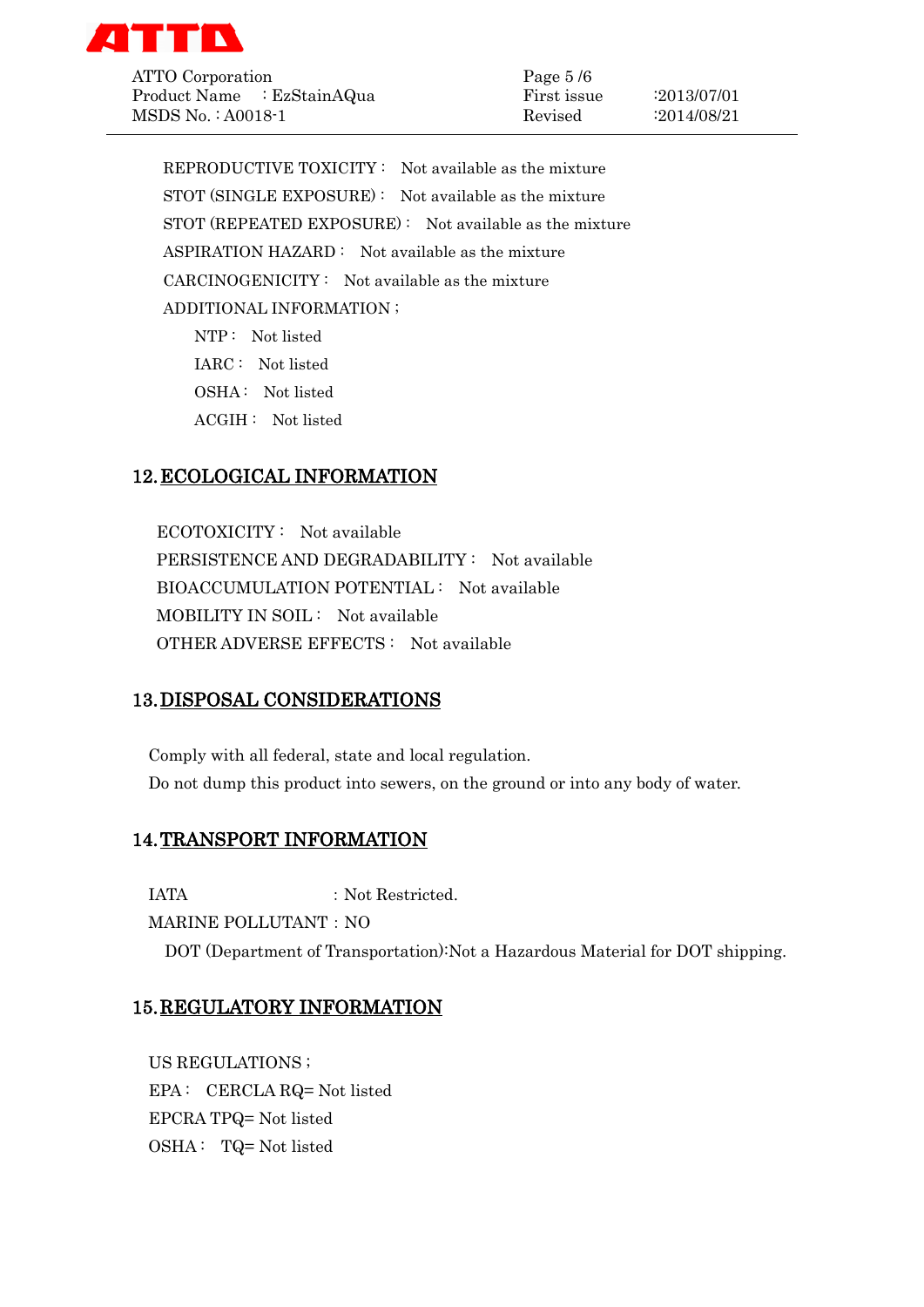REPRODUCTIVE TOXICITY： Not available as the mixture

STOT (SINGLE EXPOSURE)： Not available as the mixture

STOT (REPEATED EXPOSURE)： Not available as the mixture

ASPIRATION HAZARD： Not available as the mixture

CARCINOGENICITY： Not available as the mixture

ADDITIONAL INFORMATION；

- NTP： Not listed
- IARC： Not listed
- OSHA： Not listed
- ACGIH： Not listed

## 12. ECOLOGICAL INFORMATION

ECOTOXICITY： Not available

PERSISTENCE AND DEGRADABILITY： Not available

BIOACCUMULATION POTENTIAL： Not available

MOBILITY IN SOIL： Not available

OTHER ADVERSE EFFECTS： Not available

## 13. DISPOSAL CONSIDERATIONS

Comply with all federal, state and local regulation.

Do not dump this product into sewers, on the ground or into any body of water.

## 14. TRANSPORT INFORMATION

IATA : Not Restricted.

MARINE POLLUTANT : NO

DOT (Department of Transportation):Not a Hazardous Material for DOT shipping.

## 15. REGULATORY INFORMATION

US REGULATIONS；

EPA： CERCLA RQ= Not listed

EPCRA TPQ= Not listed

OSHA： TQ= Not listed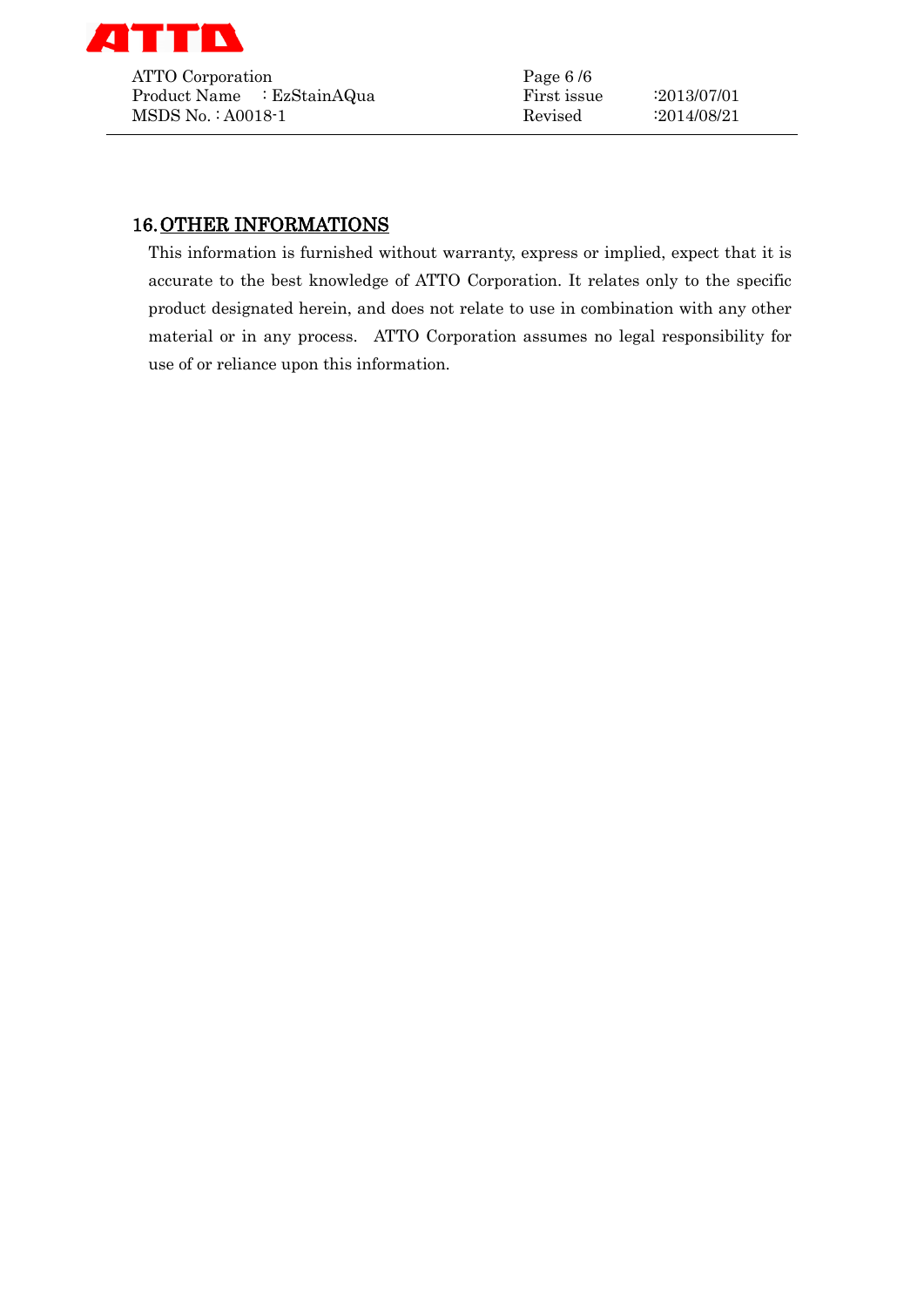## 16. OTHER INFORMATIONS

This information is furnished without warranty, express or implied, expect that it is accurate to the best knowledge of ATTO Corporation. It relates only to the specific product designated herein, and does not relate to use in combination with any other material or in any process. ATTO Corporation assumes no legal responsibility for use of or reliance upon this information.